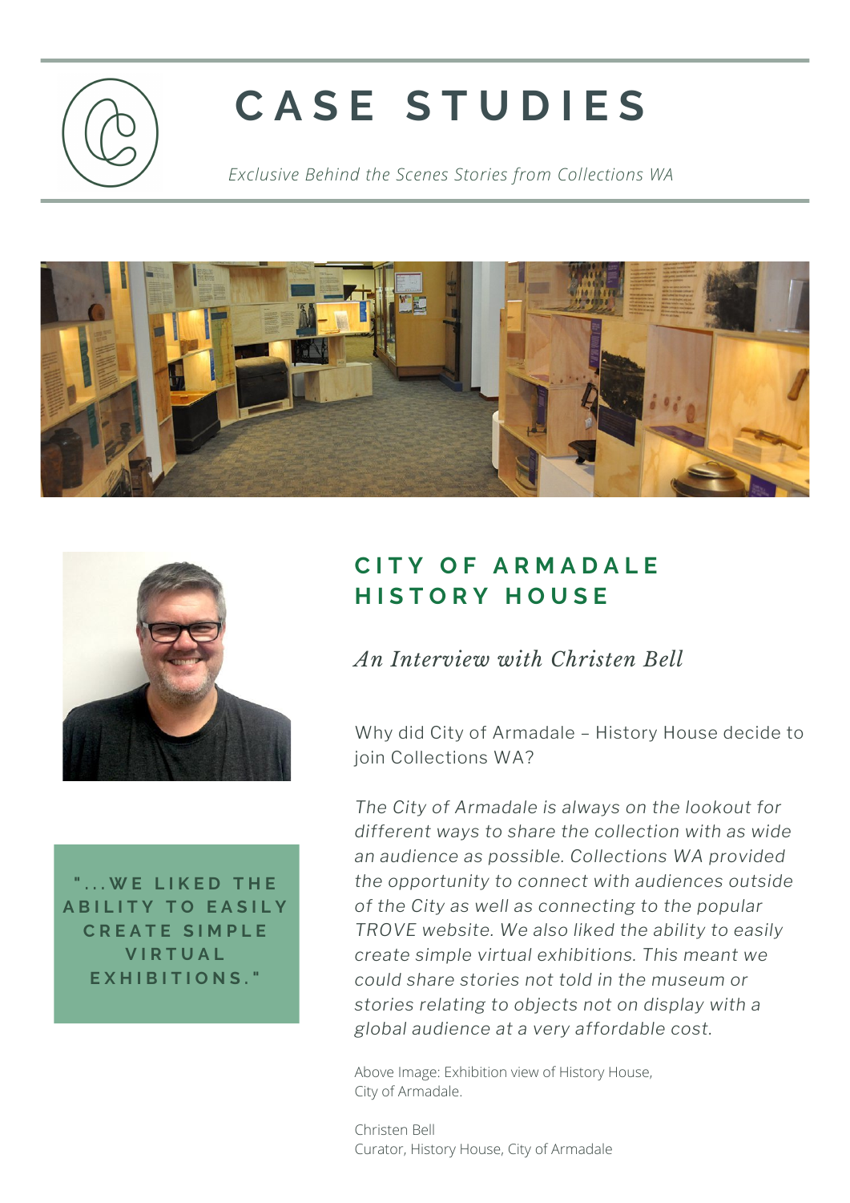# CASE STUDIES

*Exclusive Behind the Scenes Stories from Collections WA*

## CITY OF ARMADALE HISTORY HOUSE

*An Interview with Christen Bell*

"...WE LIKED THE ABILITY TO EASILY CREATE SIMPLE VIRTUAL EXHIBITIONS."

Why did City of Armadale – History House decide to join Collections WA?

*The City of Armadale is always on the lookout for different ways to share the collection with as wide an audience as possible. Collections WA provided the opportunity to connect with audiences outside of the City as well as connecting to the popular TROVE website. We also liked the ability to easily create simple virtual exhibitions. This meant we could share stories not told in the museum or stories relating to objects not on display with a global audience at a very affordable cost.*

Above Image: Exhibition view of History House, City of Armadale.

Christen Bell
Curator, History House, City of Armadale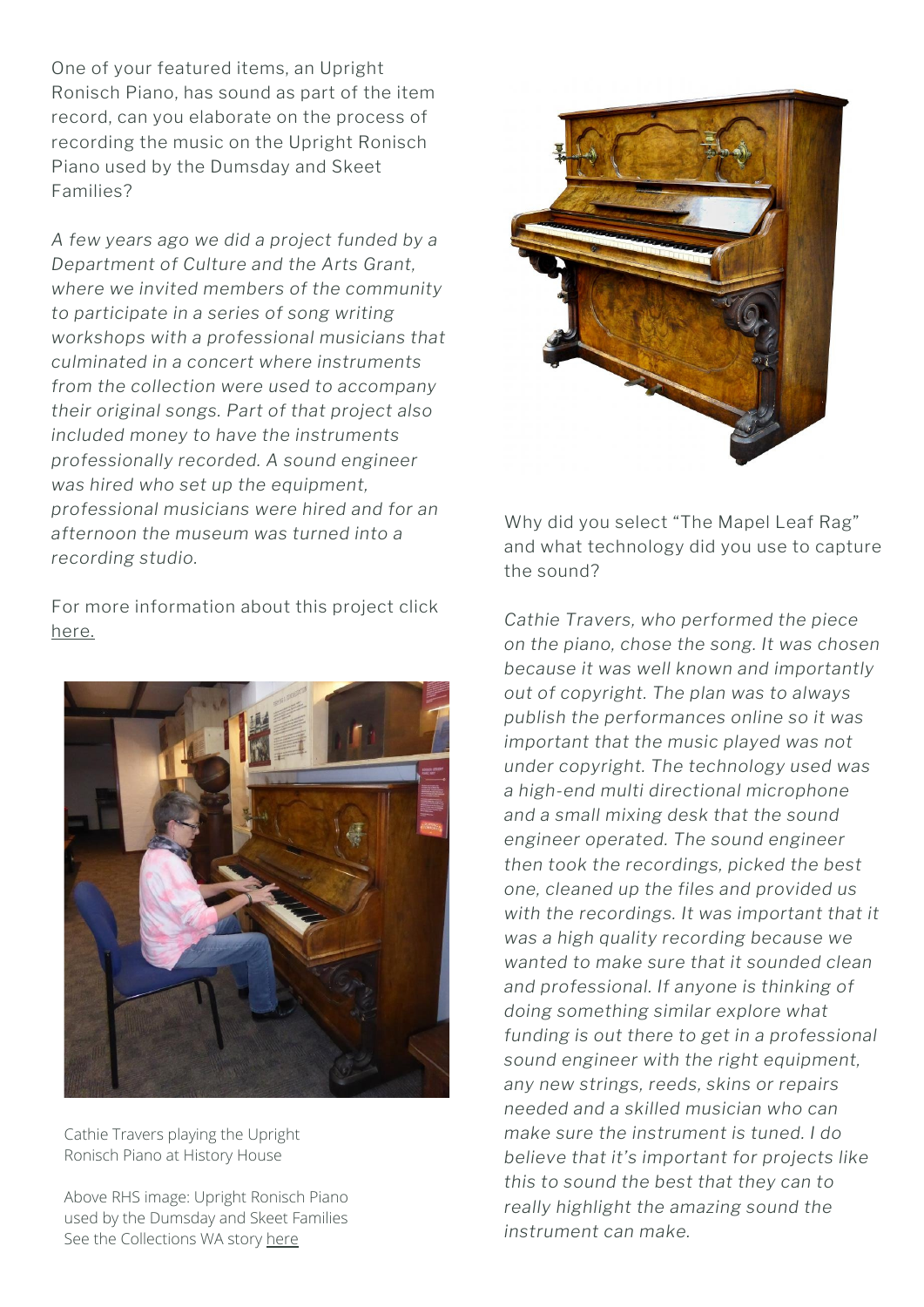One of your featured items, an Upright Ronisch Piano, has sound as part of the item record, can you elaborate on the process of recording the music on the Upright Ronisch Piano used by the Dumsday and Skeet Families?

*A few years ago we did a project funded by a Department of Culture and the Arts Grant, where we invited members of the community to participate in a series of song writing workshops with a professional musicians that culminated in a concert where instruments from the collection were used to accompany their original songs. Part of that project also included money to have the instruments professionally recorded. A sound engineer was hired who set up the equipment, professional musicians were hired and for an afternoon the museum was turned into a recording studio.*

For more information about this project click here.

Cathie Travers playing the Upright Ronisch Piano at History House

Above RHS image: Upright Ronisch Piano used by the Dumsday and Skeet Families
See the Collections WA story here

Why did you select "The Mapel Leaf Rag" and what technology did you use to capture the sound?

*Cathie Travers, who performed the piece on the piano, chose the song. It was chosen because it was well known and importantly out of copyright. The plan was to always publish the performances online so it was important that the music played was not under copyright. The technology used was a high-end multi directional microphone and a small mixing desk that the sound engineer operated. The sound engineer then took the recordings, picked the best one, cleaned up the files and provided us with the recordings. It was important that it was a high quality recording because we wanted to make sure that it sounded clean and professional. If anyone is thinking of doing something similar explore what funding is out there to get in a professional sound engineer with the right equipment, any new strings, reeds, skins or repairs needed and a skilled musician who can make sure the instrument is tuned. I do believe that it's important for projects like this to sound the best that they can to really highlight the amazing sound the instrument can make.*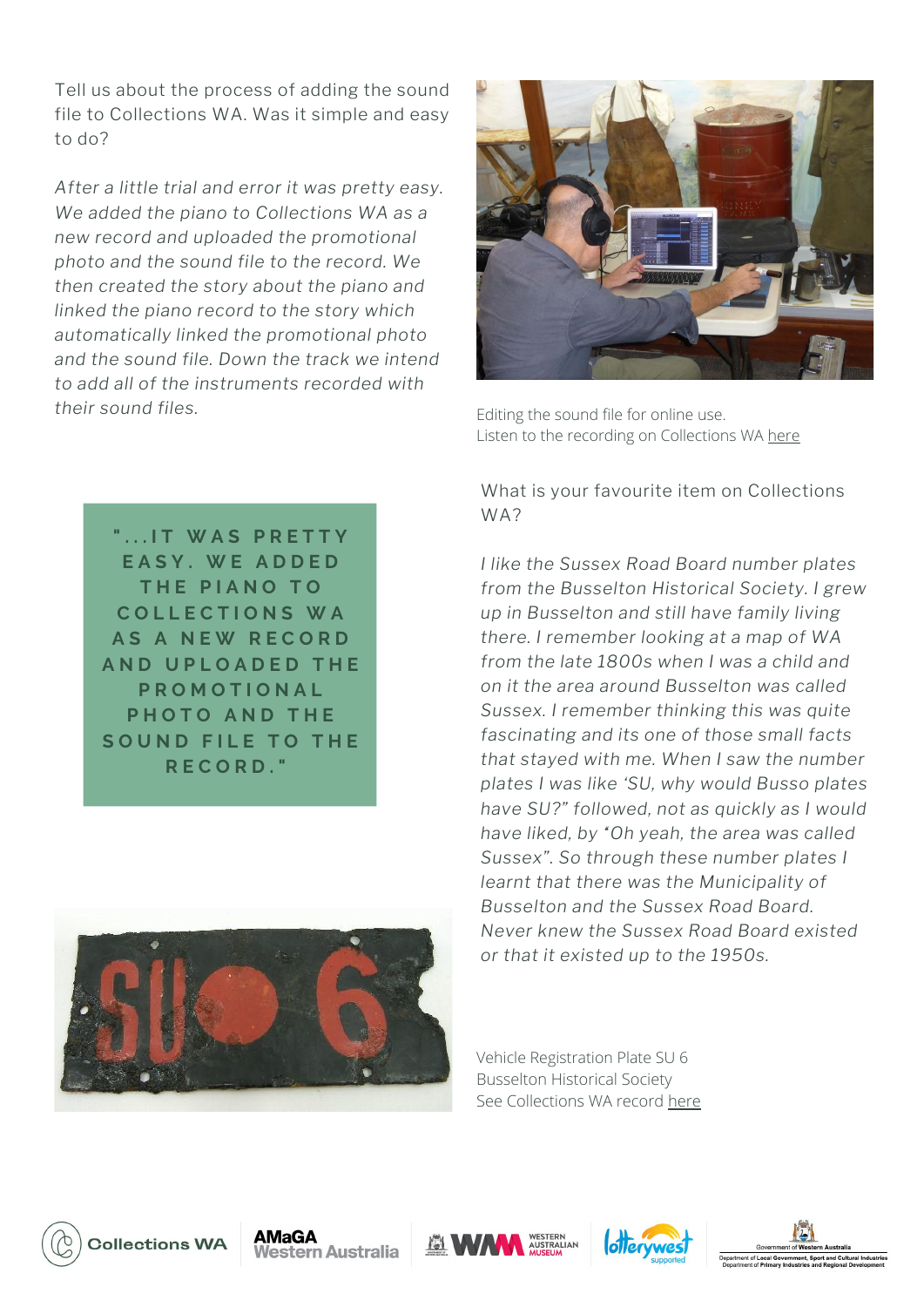Tell us about the process of adding the sound file to Collections WA. Was it simple and easy to do?

*After a little trial and error it was pretty easy. We added the piano to Collections WA as a new record and uploaded the promotional photo and the sound file to the record. We then created the story about the piano and linked the piano record to the story which automatically linked the promotional photo and the sound file. Down the track we intend to add all of the instruments recorded with their sound files.*

Editing the sound file for online use.
Listen to the recording on Collections WA here

**"...IT WAS PRETTY EASY. WE ADDED THE PIANO TO COLLECTIONS WA AS A NEW RECORD AND UPLOADED THE PROMOTIONAL PHOTO AND THE SOUND FILE TO THE RECORD."**

What is your favourite item on Collections WA?

*I like the Sussex Road Board number plates from the Busselton Historical Society. I grew up in Busselton and still have family living there. I remember looking at a map of WA from the late 1800s when I was a child and on it the area around Busselton was called Sussex. I remember thinking this was quite fascinating and its one of those small facts that stayed with me. When I saw the number plates I was like 'SU, why would Busso plates have SU?" followed, not as quickly as I would have liked, by "Oh yeah, the area was called Sussex". So through these number plates I learnt that there was the Municipality of Busselton and the Sussex Road Board. Never knew the Sussex Road Board existed or that it existed up to the 1950s.*

Vehicle Registration Plate SU 6
Busselton Historical Society
See Collections WA record here